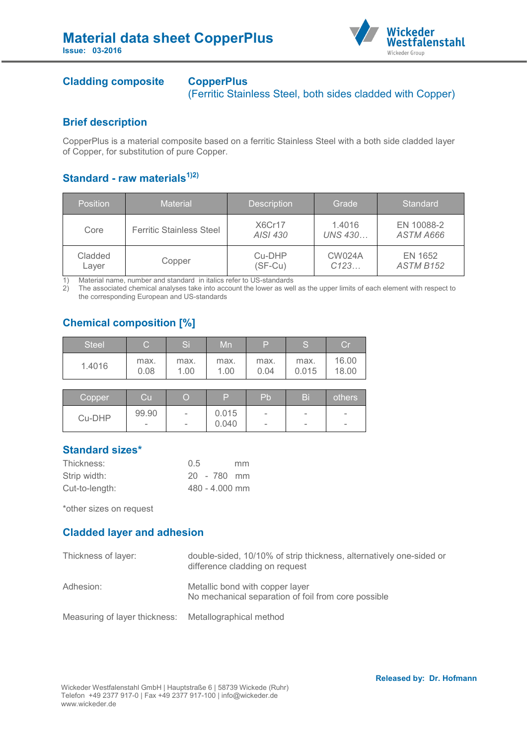# Material data sheet CopperPlus

**Issue: 03-2016**

## Cladding composite

**CopperPlus**
(Ferritic Stainless Steel, both sides cladded with Copper)

## Brief description

CopperPlus is a material composite based on a ferritic Stainless Steel with a both side cladded layer of Copper, for substitution of pure Copper.

## Standard - raw materials [1)2)]

| Position | Material | Description | Grade | Standard |
|---|---|---|---|---|
| Core | Ferritic Stainless Steel | X6Cr17<br>*AISI 430* | 1.4016<br>*UNS 430…* | EN 10088-2<br>*ASTM A666* |
| Cladded Layer | Copper | Cu-DHP<br>(SF-Cu) | CW024A<br>*C123…* | EN 1652<br>*ASTM B152* |

1) Material name, number and standard in italics refer to US-standards
2) The associated chemical analyses take into account the lower as well as the upper limits of each element with respect to the corresponding European and US-standards

## Chemical composition [%]

| Steel | C | Si | Mn | P | S | Cr |
|---|---|---|---|---|---|---|
| 1.4016 | max.<br>0.08 | max.<br>1.00 | max.<br>1.00 | max.<br>0.04 | max.<br>0.015 | 16.00<br>18.00 |

| Copper | Cu | O | P | Pb | Bi | others |
|---|---|---|---|---|---|---|
| Cu-DHP | 99.90<br>- | -<br>- | 0.015<br>0.040 | -<br>- | -<br>- | -<br>- |

## Standard sizes*

Thickness: 0.5 mm
Strip width: 20 - 780 mm
Cut-to-length: 480 - 4.000 mm

*other sizes on request

## Cladded layer and adhesion

Thickness of layer: double-sided, 10/10% of strip thickness, alternatively one-sided or difference cladding on request

Adhesion: Metallic bond with copper layer
No mechanical separation of foil from core possible

Measuring of layer thickness: Metallographical method

**Released by: Dr. Hofmann**

Wickeder Westfalenstahl GmbH | Hauptstraße 6 | 58739 Wickede (Ruhr)
Telefon +49 2377 917-0 | Fax +49 2377 917-100 | info@wickeder.de
www.wickeder.de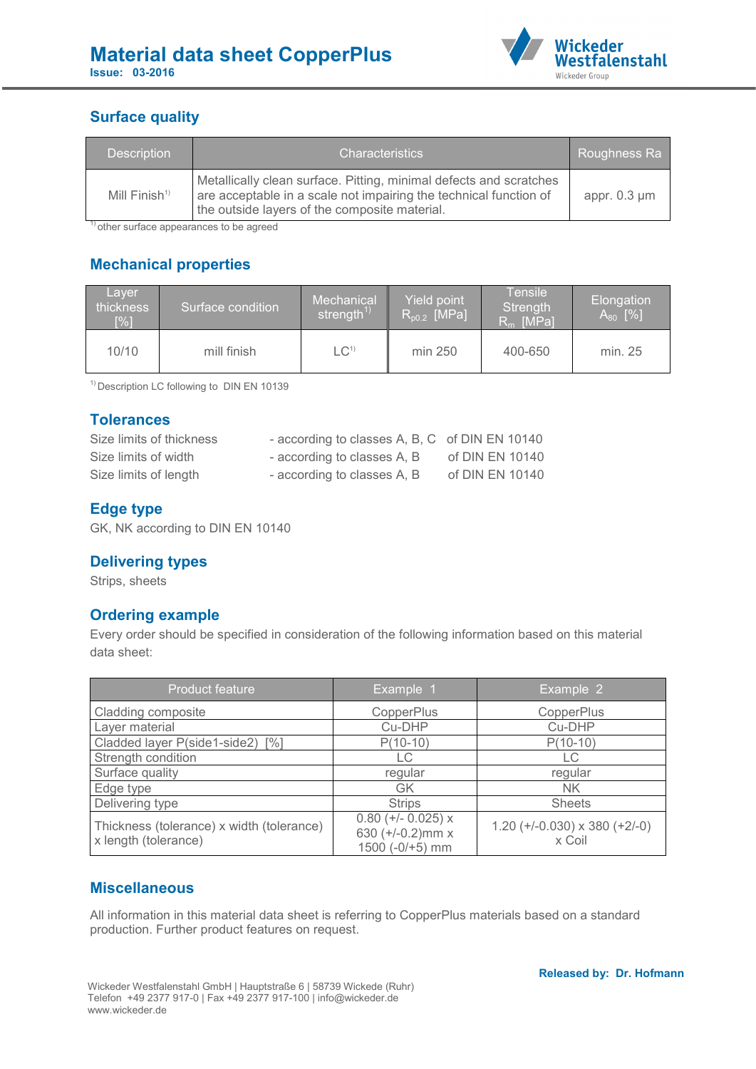# Material data sheet CopperPlus

Issue: 03-2016

## Surface quality

| Description | Characteristics | Roughness Ra |
|---|---|---|
| Mill Finish[1] | Metallically clean surface. Pitting, minimal defects and scratches are acceptable in a scale not impairing the technical function of the outside layers of the composite material. | appr. 0.3 µm |

[1] other surface appearances to be agreed

## Mechanical properties

| Layer thickness [%] | Surface condition | Mechanical strength[1] | Yield point $R_{p0.2}$ [MPa] | Tensile Strength $R_m$ [MPa] | Elongation $A_{80}$ [%] |
|---|---|---|---|---|---|
| 10/10 | mill finish | LC[1] | min 250 | 400-650 | min. 25 |

[1] Description LC following to DIN EN 10139

## Tolerances

Size limits of thickness - according to classes A, B, C of DIN EN 10140
Size limits of width - according to classes A, B of DIN EN 10140
Size limits of length - according to classes A, B of DIN EN 10140

## Edge type

GK, NK according to DIN EN 10140

## Delivering types

Strips, sheets

## Ordering example

Every order should be specified in consideration of the following information based on this material data sheet:

| Product feature | Example 1 | Example 2 |
|---|---|---|
| Cladding composite | CopperPlus | CopperPlus |
| Layer material | Cu-DHP | Cu-DHP |
| Cladded layer P(side1-side2) [%] | P(10-10) | P(10-10) |
| Strength condition | LC | LC |
| Surface quality | regular | regular |
| Edge type | GK | NK |
| Delivering type | Strips | Sheets |
| Thickness (tolerance) x width (tolerance) x length (tolerance) | 0.80 (+/- 0.025) x 630 (+/-0.2)mm x 1500 (-0/+5) mm | 1.20 (+/-0.030) x 380 (+2/-0) x Coil |

## Miscellaneous

All information in this material data sheet is referring to CopperPlus materials based on a standard production. Further product features on request.

**Released by: Dr. Hofmann**

Wickeder Westfalenstahl GmbH | Hauptstraße 6 | 58739 Wickede (Ruhr)
Telefon +49 2377 917-0 | Fax +49 2377 917-100 | info@wickeder.de
www.wickeder.de